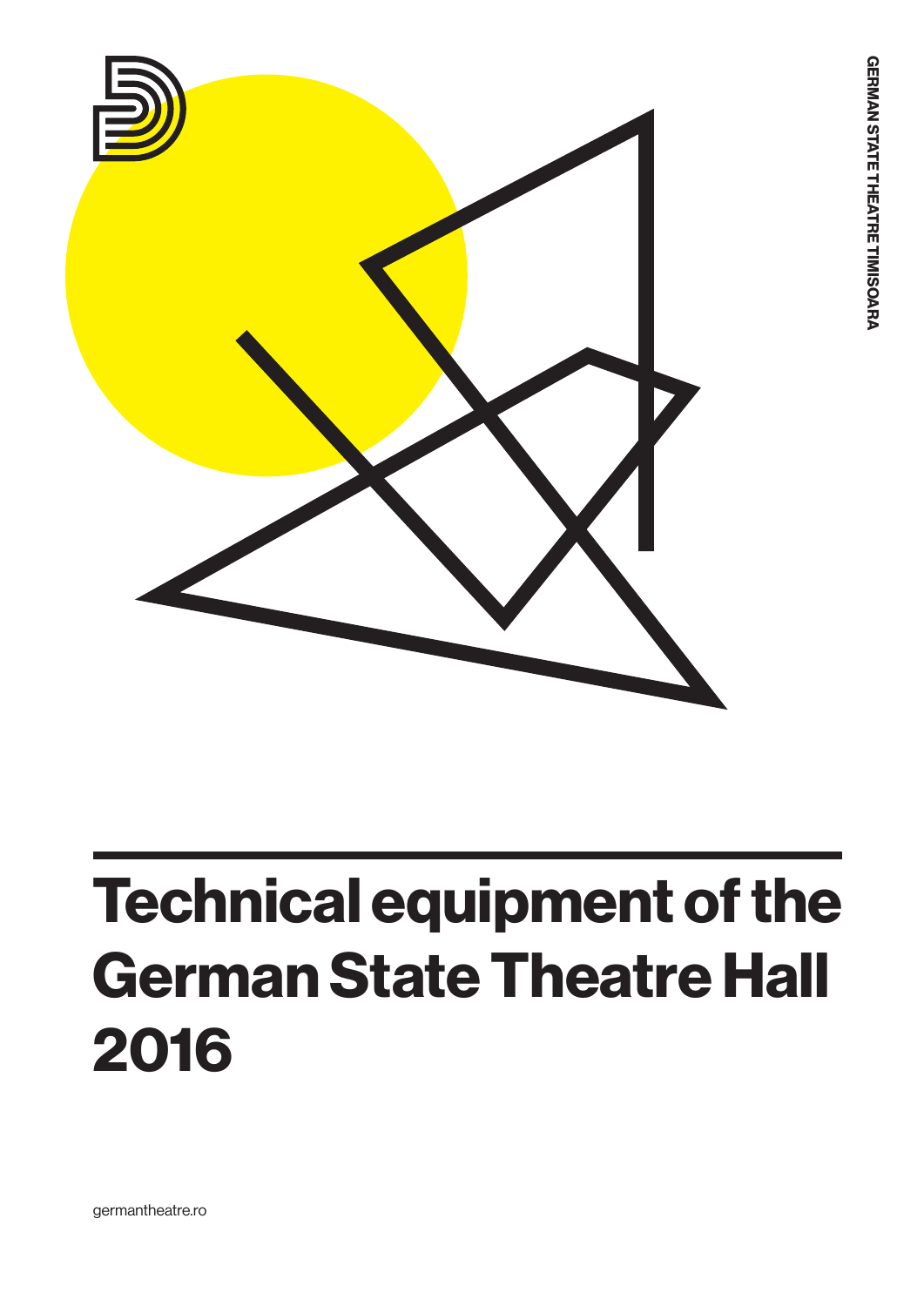GERMAN STATE THEATRE TIMISOARA

# Technical equipment of the German State Theatre Hall 2016

germantheatre.ro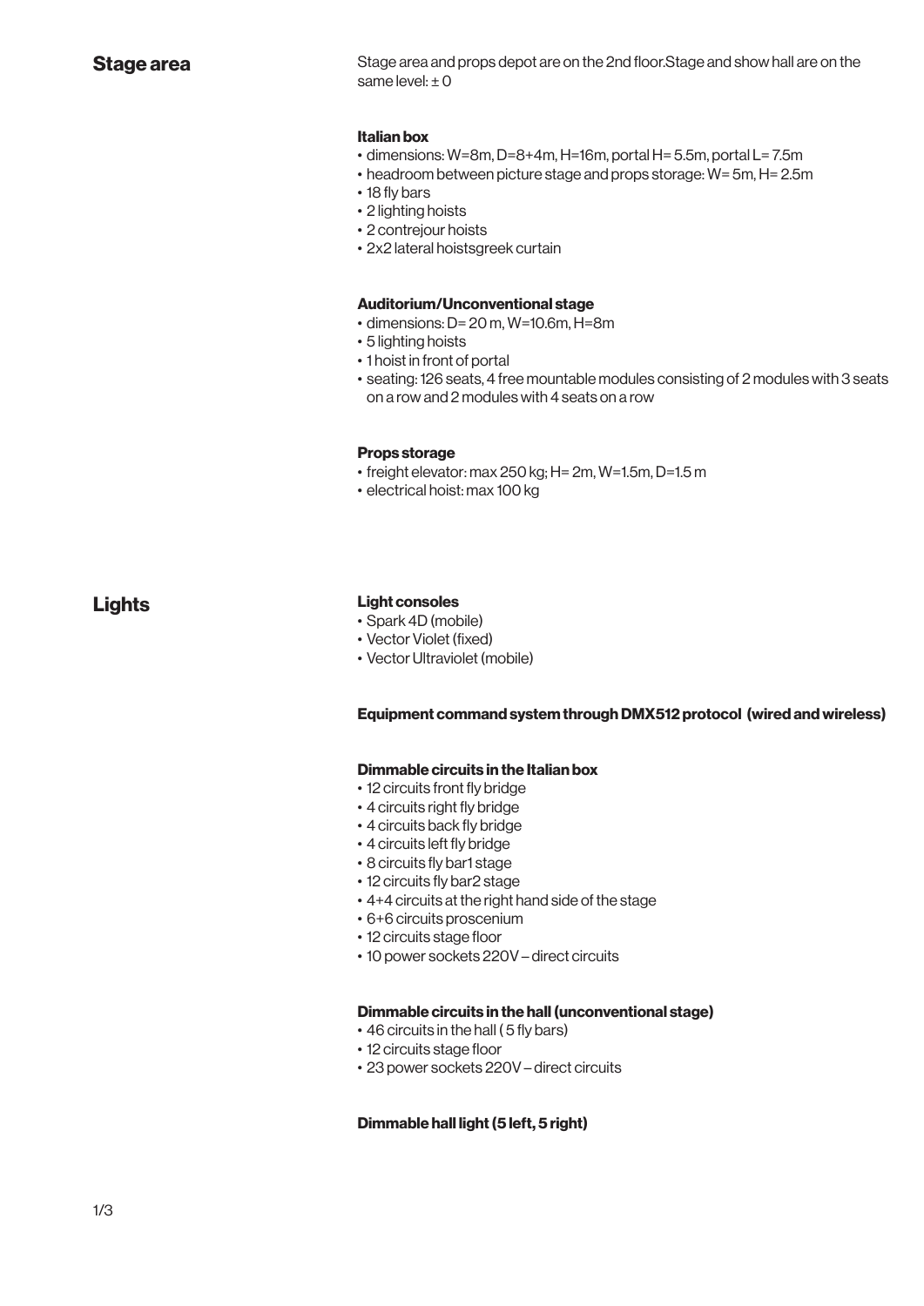## Stage area

Stage area and props depot are on the 2nd floor.Stage and show hall are on the same level: ± 0

### Italian box

- dimensions: W=8m, D=8+4m, H=16m, portal H= 5.5m, portal L= 7.5m
- headroom between picture stage and props storage: W= 5m, H= 2.5m
- 18 fly bars
- 2 lighting hoists
- 2 contrejour hoists
- 2x2 lateral hoistsgreek curtain

### Auditorium/Unconventional stage

- dimensions: D= 20 m, W=10.6m, H=8m
- 5 lighting hoists
- 1 hoist in front of portal
- seating: 126 seats, 4 free mountable modules consisting of 2 modules with 3 seats on a row and 2 modules with 4 seats on a row

### Props storage

- freight elevator: max 250 kg; H= 2m, W=1.5m, D=1.5 m
- electrical hoist: max 100 kg

## Lights

### Light consoles

- Spark 4D (mobile)
- Vector Violet (fixed)
- Vector Ultraviolet (mobile)

### Equipment command system through DMX512 protocol (wired and wireless)

### Dimmable circuits in the Italian box

- 12 circuits front fly bridge
- 4 circuits right fly bridge
- 4 circuits back fly bridge
- 4 circuits left fly bridge
- 8 circuits fly bar1 stage
- 12 circuits fly bar2 stage
- 4+4 circuits at the right hand side of the stage
- 6+6 circuits proscenium
- 12 circuits stage floor
- 10 power sockets 220V – direct circuits

### Dimmable circuits in the hall (unconventional stage)

- 46 circuits in the hall ( 5 fly bars)
- 12 circuits stage floor
- 23 power sockets 220V – direct circuits

### Dimmable hall light (5 left, 5 right)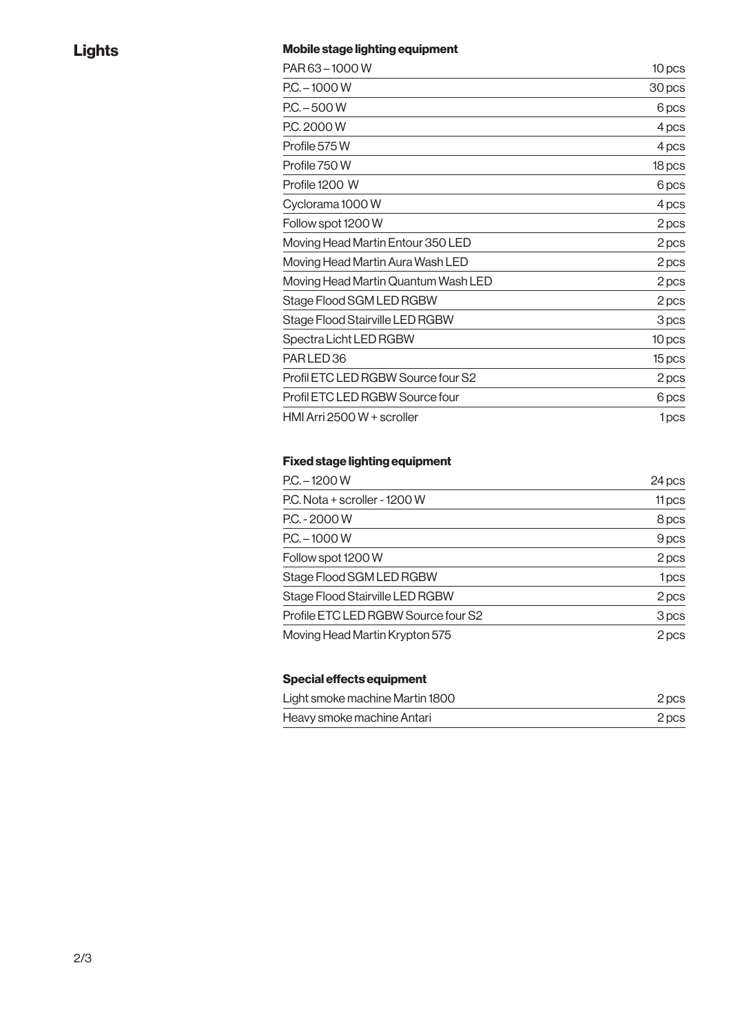# Lights

### Mobile stage lighting equipment

| | |
|---|---|
| PAR 63 – 1000 W | 10 pcs |
| P.C. – 1000 W | 30 pcs |
| P.C. – 500 W | 6 pcs |
| P.C. 2000 W | 4 pcs |
| Profile 575 W | 4 pcs |
| Profile 750 W | 18 pcs |
| Profile 1200 W | 6 pcs |
| Cyclorama 1000 W | 4 pcs |
| Follow spot 1200 W | 2 pcs |
| Moving Head Martin Entour 350 LED | 2 pcs |
| Moving Head Martin Aura Wash LED | 2 pcs |
| Moving Head Martin Quantum Wash LED | 2 pcs |
| Stage Flood SGM LED RGBW | 2 pcs |
| Stage Flood Stairville LED RGBW | 3 pcs |
| Spectra Licht LED RGBW | 10 pcs |
| PAR LED 36 | 15 pcs |
| Profil ETC LED RGBW Source four S2 | 2 pcs |
| Profil ETC LED RGBW Source four | 6 pcs |
| HMI Arri 2500 W + scroller | 1 pcs |

### Fixed stage lighting equipment

| | |
|---|---|
| P.C. – 1200 W | 24 pcs |
| P.C. Nota + scroller - 1200 W | 11 pcs |
| P.C. - 2000 W | 8 pcs |
| P.C. – 1000 W | 9 pcs |
| Follow spot 1200 W | 2 pcs |
| Stage Flood SGM LED RGBW | 1 pcs |
| Stage Flood Stairville LED RGBW | 2 pcs |
| Profile ETC LED RGBW Source four S2 | 3 pcs |
| Moving Head Martin Krypton 575 | 2 pcs |

### Special effects equipment

| | |
|---|---|
| Light smoke machine Martin 1800 | 2 pcs |
| Heavy smoke machine Antari | 2 pcs |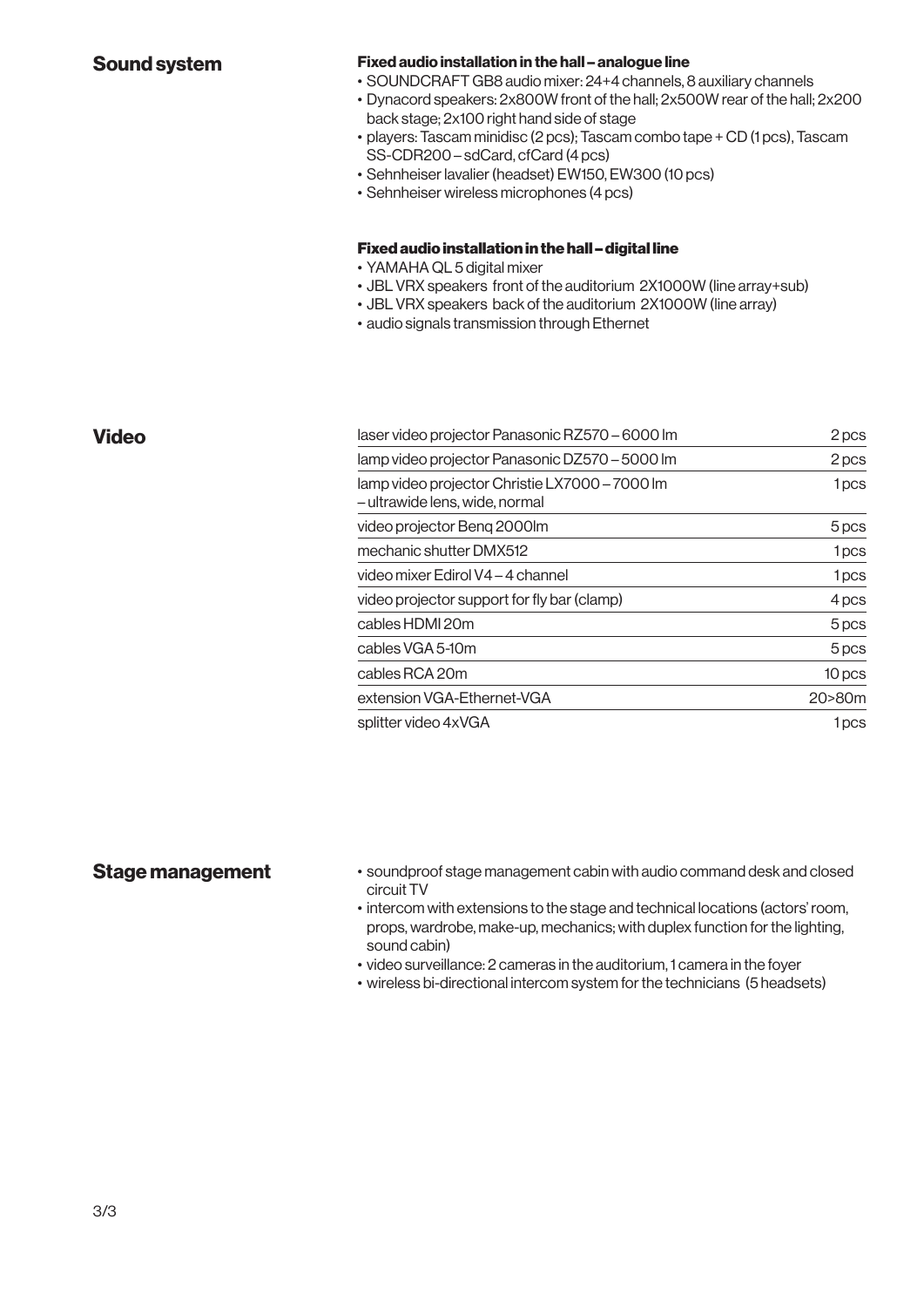## Sound system

**Fixed audio installation in the hall – analogue line**

- SOUNDCRAFT GB8 audio mixer: 24+4 channels, 8 auxiliary channels
- Dynacord speakers: 2x800W front of the hall; 2x500W rear of the hall; 2x200 back stage; 2x100 right hand side of stage
- players: Tascam minidisc (2 pcs); Tascam combo tape + CD (1 pcs), Tascam SS-CDR200 – sdCard, cfCard (4 pcs)
- Sehnheiser lavalier (headset) EW150, EW300 (10 pcs)
- Sehnheiser wireless microphones (4 pcs)

**Fixed audio installation in the hall – digital line**

- YAMAHA QL 5 digital mixer
- JBL VRX speakers front of the auditorium 2X1000W (line array+sub)
- JBL VRX speakers back of the auditorium 2X1000W (line array)
- audio signals transmission through Ethernet

## Video

| | |
|---|---|
| laser video projector Panasonic RZ570 – 6000 lm | 2 pcs |
| lamp video projector Panasonic DZ570 – 5000 lm | 2 pcs |
| lamp video projector Christie LX7000 – 7000 lm – ultrawide lens, wide, normal | 1 pcs |
| video projector Benq 2000lm | 5 pcs |
| mechanic shutter DMX512 | 1 pcs |
| video mixer Edirol V4 – 4 channel | 1 pcs |
| video projector support for fly bar (clamp) | 4 pcs |
| cables HDMI 20m | 5 pcs |
| cables VGA 5-10m | 5 pcs |
| cables RCA 20m | 10 pcs |
| extension VGA-Ethernet-VGA | 20>80m |
| splitter video 4xVGA | 1 pcs |

## Stage management

- soundproof stage management cabin with audio command desk and closed circuit TV
- intercom with extensions to the stage and technical locations (actors' room, props, wardrobe, make-up, mechanics; with duplex function for the lighting, sound cabin)
- video surveillance: 2 cameras in the auditorium, 1 camera in the foyer
- wireless bi-directional intercom system for the technicians (5 headsets)